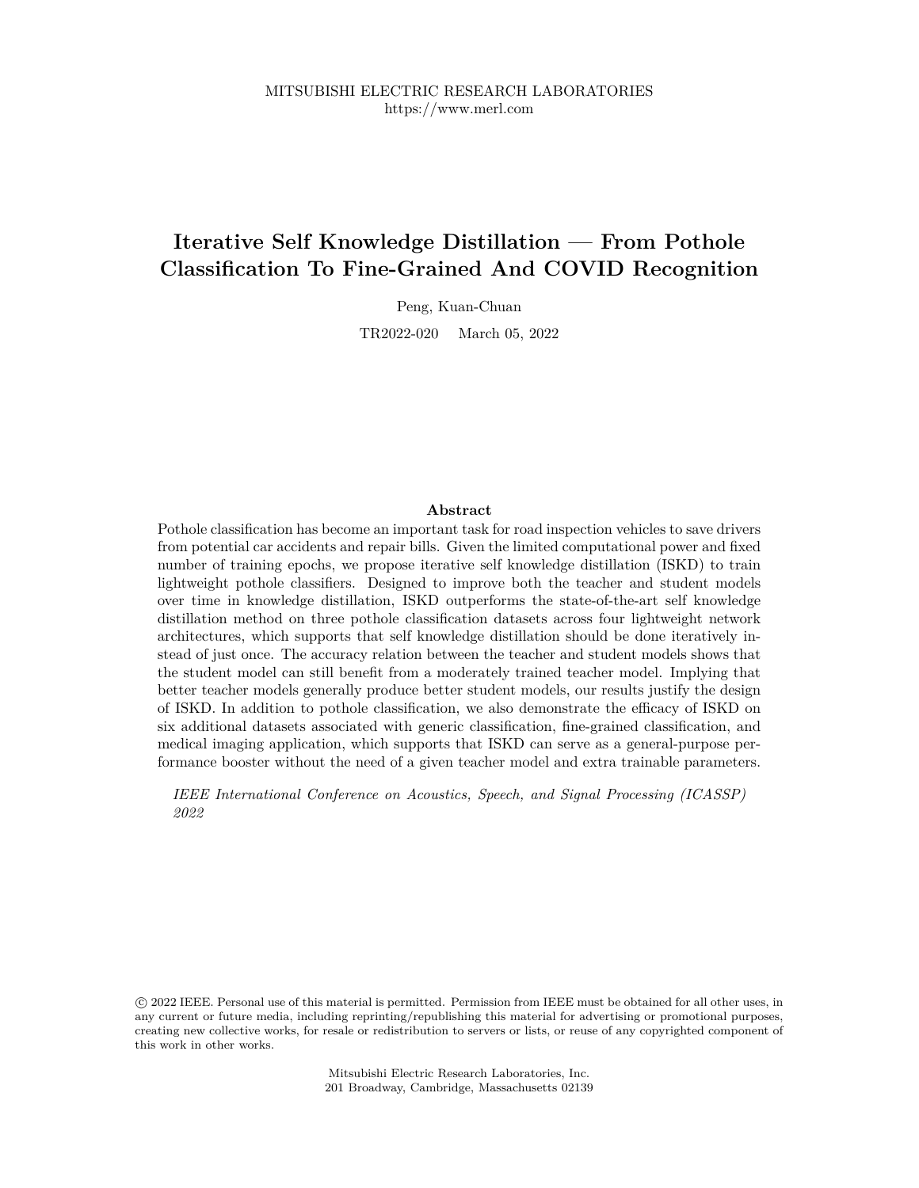MITSUBISHI ELECTRIC RESEARCH LABORATORIES
https://www.merl.com

# Iterative Self Knowledge Distillation — From Pothole Classification To Fine-Grained And COVID Recognition

Peng, Kuan-Chuan

TR2022-020 March 05, 2022

### Abstract

Pothole classification has become an important task for road inspection vehicles to save drivers from potential car accidents and repair bills. Given the limited computational power and fixed number of training epochs, we propose iterative self knowledge distillation (ISKD) to train lightweight pothole classifiers. Designed to improve both the teacher and student models over time in knowledge distillation, ISKD outperforms the state-of-the-art self knowledge distillation method on three pothole classification datasets across four lightweight network architectures, which supports that self knowledge distillation should be done iteratively instead of just once. The accuracy relation between the teacher and student models shows that the student model can still benefit from a moderately trained teacher model. Implying that better teacher models generally produce better student models, our results justify the design of ISKD. In addition to pothole classification, we also demonstrate the efficacy of ISKD on six additional datasets associated with generic classification, fine-grained classification, and medical imaging application, which supports that ISKD can serve as a general-purpose performance booster without the need of a given teacher model and extra trainable parameters.

*IEEE International Conference on Acoustics, Speech, and Signal Processing (ICASSP) 2022*

© 2022 IEEE. Personal use of this material is permitted. Permission from IEEE must be obtained for all other uses, in any current or future media, including reprinting/republishing this material for advertising or promotional purposes, creating new collective works, for resale or redistribution to servers or lists, or reuse of any copyrighted component of this work in other works.

Mitsubishi Electric Research Laboratories, Inc.
201 Broadway, Cambridge, Massachusetts 02139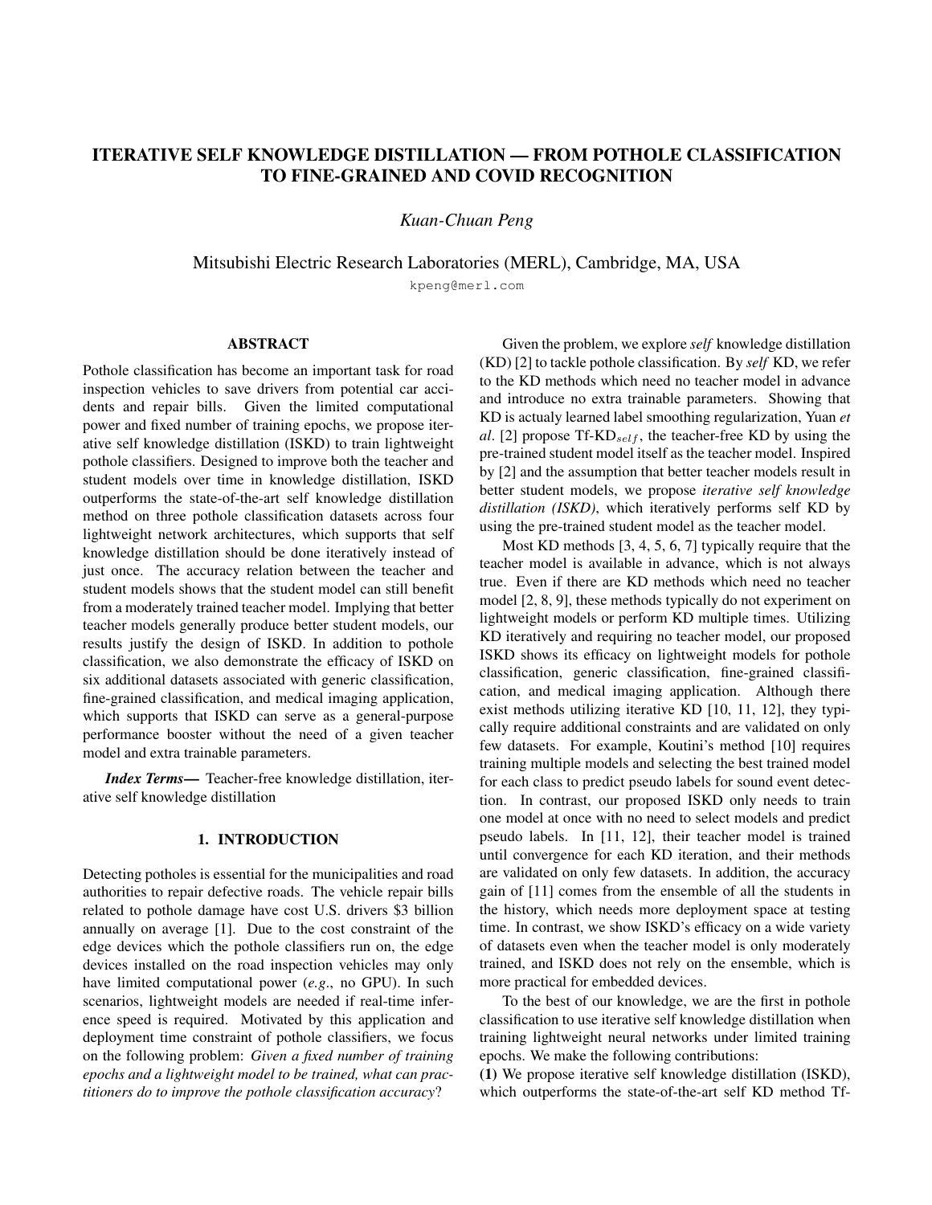# ITERATIVE SELF KNOWLEDGE DISTILLATION — FROM POTHOLE CLASSIFICATION TO FINE-GRAINED AND COVID RECOGNITION

*Kuan-Chuan Peng*

Mitsubishi Electric Research Laboratories (MERL), Cambridge, MA, USA

kpeng@merl.com

## ABSTRACT

Pothole classification has become an important task for road inspection vehicles to save drivers from potential car accidents and repair bills. Given the limited computational power and fixed number of training epochs, we propose iterative self knowledge distillation (ISKD) to train lightweight pothole classifiers. Designed to improve both the teacher and student models over time in knowledge distillation, ISKD outperforms the state-of-the-art self knowledge distillation method on three pothole classification datasets across four lightweight network architectures, which supports that self knowledge distillation should be done iteratively instead of just once. The accuracy relation between the teacher and student models shows that the student model can still benefit from a moderately trained teacher model. Implying that better teacher models generally produce better student models, our results justify the design of ISKD. In addition to pothole classification, we also demonstrate the efficacy of ISKD on six additional datasets associated with generic classification, fine-grained classification, and medical imaging application, which supports that ISKD can serve as a general-purpose performance booster without the need of a given teacher model and extra trainable parameters.

***Index Terms***— Teacher-free knowledge distillation, iterative self knowledge distillation

## 1. INTRODUCTION

Detecting potholes is essential for the municipalities and road authorities to repair defective roads. The vehicle repair bills related to pothole damage have cost U.S. drivers $3 billion annually on average [1]. Due to the cost constraint of the edge devices which the pothole classifiers run on, the edge devices installed on the road inspection vehicles may only have limited computational power (*e.g.*, no GPU). In such scenarios, lightweight models are needed if real-time inference speed is required. Motivated by this application and deployment time constraint of pothole classifiers, we focus on the following problem: *Given a fixed number of training epochs and a lightweight model to be trained, what can practitioners do to improve the pothole classification accuracy*?

Given the problem, we explore *self* knowledge distillation (KD) [2] to tackle pothole classification. By *self* KD, we refer to the KD methods which need no teacher model in advance and introduce no extra trainable parameters. Showing that KD is actualy learned label smoothing regularization, Yuan *et al*. [2] propose Tf-KD$_{self}$, the teacher-free KD by using the pre-trained student model itself as the teacher model. Inspired by [2] and the assumption that better teacher models result in better student models, we propose *iterative self knowledge distillation (ISKD)*, which iteratively performs self KD by using the pre-trained student model as the teacher model.

Most KD methods [3, 4, 5, 6, 7] typically require that the teacher model is available in advance, which is not always true. Even if there are KD methods which need no teacher model [2, 8, 9], these methods typically do not experiment on lightweight models or perform KD multiple times. Utilizing KD iteratively and requiring no teacher model, our proposed ISKD shows its efficacy on lightweight models for pothole classification, generic classification, fine-grained classification, and medical imaging application. Although there exist methods utilizing iterative KD [10, 11, 12], they typically require additional constraints and are validated on only few datasets. For example, Koutini's method [10] requires training multiple models and selecting the best trained model for each class to predict pseudo labels for sound event detection. In contrast, our proposed ISKD only needs to train one model at once with no need to select models and predict pseudo labels. In [11, 12], their teacher model is trained until convergence for each KD iteration, and their methods are validated on only few datasets. In addition, the accuracy gain of [11] comes from the ensemble of all the students in the history, which needs more deployment space at testing time. In contrast, we show ISKD's efficacy on a wide variety of datasets even when the teacher model is only moderately trained, and ISKD does not rely on the ensemble, which is more practical for embedded devices.

To the best of our knowledge, we are the first in pothole classification to use iterative self knowledge distillation when training lightweight neural networks under limited training epochs. We make the following contributions:

**(1)** We propose iterative self knowledge distillation (ISKD), which outperforms the state-of-the-art self KD method Tf-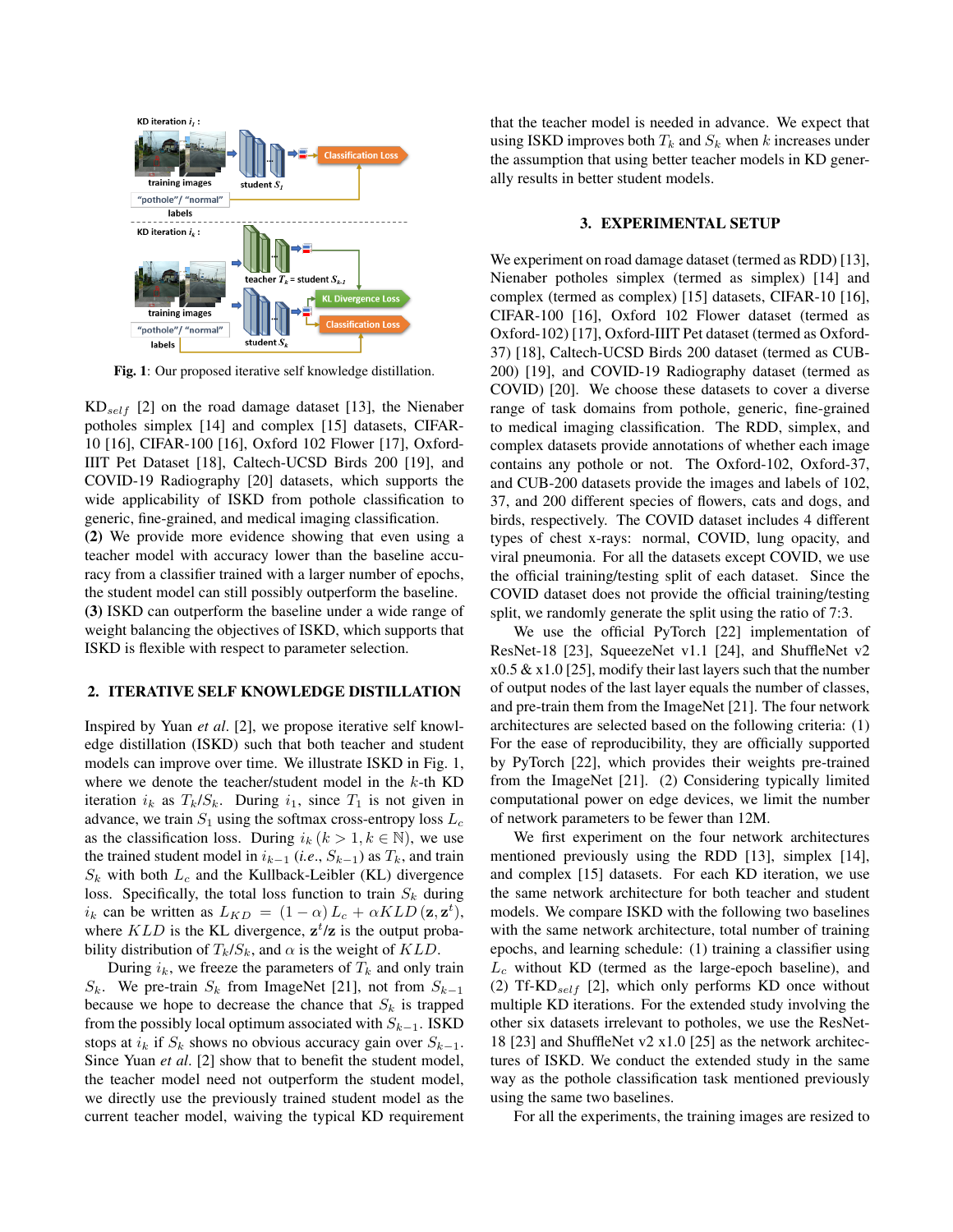Fig. 1: Our proposed iterative self knowledge distillation.

KD$_{self}$ [2] on the road damage dataset [13], the Nienaber potholes simplex [14] and complex [15] datasets, CIFAR-10 [16], CIFAR-100 [16], Oxford 102 Flower [17], Oxford-IIIT Pet Dataset [18], Caltech-UCSD Birds 200 [19], and COVID-19 Radiography [20] datasets, which supports the wide applicability of ISKD from pothole classification to generic, fine-grained, and medical imaging classification.
**(2)** We provide more evidence showing that even using a teacher model with accuracy lower than the baseline accuracy from a classifier trained with a larger number of epochs, the student model can still possibly outperform the baseline.
**(3)** ISKD can outperform the baseline under a wide range of weight balancing the objectives of ISKD, which supports that ISKD is flexible with respect to parameter selection.

## 2. ITERATIVE SELF KNOWLEDGE DISTILLATION

Inspired by Yuan *et al*. [2], we propose iterative self knowledge distillation (ISKD) such that both teacher and student models can improve over time. We illustrate ISKD in Fig. 1, where we denote the teacher/student model in the $k$-th KD iteration $i_k$ as $T_k$/$S_k$. During $i_1$, since $T_1$ is not given in advance, we train $S_1$ using the softmax cross-entropy loss $L_c$ as the classification loss. During $i_k$ ($k > 1, k \in \mathbb{N}$), we use the trained student model in $i_{k-1}$ (*i.e.*, $S_{k-1}$) as $T_k$, and train $S_k$ with both $L_c$ and the Kullback-Leibler (KL) divergence loss. Specifically, the total loss function to train $S_k$ during $i_k$ can be written as $L_{KD} = (1 - \alpha) L_c + \alpha KLD (\mathbf{z}, \mathbf{z}^t)$, where $KLD$ is the KL divergence, $\mathbf{z}^t$/$\mathbf{z}$ is the output probability distribution of $T_k$/$S_k$, and $\alpha$ is the weight of $KLD$.

During $i_k$, we freeze the parameters of $T_k$ and only train $S_k$. We pre-train $S_k$ from ImageNet [21], not from $S_{k-1}$ because we hope to decrease the chance that $S_k$ is trapped from the possibly local optimum associated with $S_{k-1}$. ISKD stops at $i_k$ if $S_k$ shows no obvious accuracy gain over $S_{k-1}$. Since Yuan *et al*. [2] show that to benefit the student model, the teacher model need not outperform the student model, we directly use the previously trained student model as the current teacher model, waiving the typical KD requirement that the teacher model is needed in advance. We expect that using ISKD improves both $T_k$ and $S_k$ when $k$ increases under the assumption that using better teacher models in KD generally results in better student models.

## 3. EXPERIMENTAL SETUP

We experiment on road damage dataset (termed as RDD) [13], Nienaber potholes simplex (termed as simplex) [14] and complex (termed as complex) [15] datasets, CIFAR-10 [16], CIFAR-100 [16], Oxford 102 Flower dataset (termed as Oxford-102) [17], Oxford-IIIT Pet dataset (termed as Oxford-37) [18], Caltech-UCSD Birds 200 dataset (termed as CUB-200) [19], and COVID-19 Radiography dataset (termed as COVID) [20]. We choose these datasets to cover a diverse range of task domains from pothole, generic, fine-grained to medical imaging classification. The RDD, simplex, and complex datasets provide annotations of whether each image contains any pothole or not. The Oxford-102, Oxford-37, and CUB-200 datasets provide the images and labels of 102, 37, and 200 different species of flowers, cats and dogs, and birds, respectively. The COVID dataset includes 4 different types of chest x-rays: normal, COVID, lung opacity, and viral pneumonia. For all the datasets except COVID, we use the official training/testing split of each dataset. Since the COVID dataset does not provide the official training/testing split, we randomly generate the split using the ratio of 7:3.

We use the official PyTorch [22] implementation of ResNet-18 [23], SqueezeNet v1.1 [24], and ShuffleNet v2 x0.5 & x1.0 [25], modify their last layers such that the number of output nodes of the last layer equals the number of classes, and pre-train them from the ImageNet [21]. The four network architectures are selected based on the following criteria: (1) For the ease of reproducibility, they are officially supported by PyTorch [22], which provides their weights pre-trained from the ImageNet [21]. (2) Considering typically limited computational power on edge devices, we limit the number of network parameters to be fewer than 12M.

We first experiment on the four network architectures mentioned previously using the RDD [13], simplex [14], and complex [15] datasets. For each KD iteration, we use the same network architecture for both teacher and student models. We compare ISKD with the following two baselines with the same network architecture, total number of training epochs, and learning schedule: (1) training a classifier using $L_c$ without KD (termed as the large-epoch baseline), and (2) Tf-KD$_{self}$ [2], which only performs KD once without multiple KD iterations. For the extended study involving the other six datasets irrelevant to potholes, we use the ResNet-18 [23] and ShuffleNet v2 x1.0 [25] as the network architectures of ISKD. We conduct the extended study in the same way as the pothole classification task mentioned previously using the same two baselines.

For all the experiments, the training images are resized to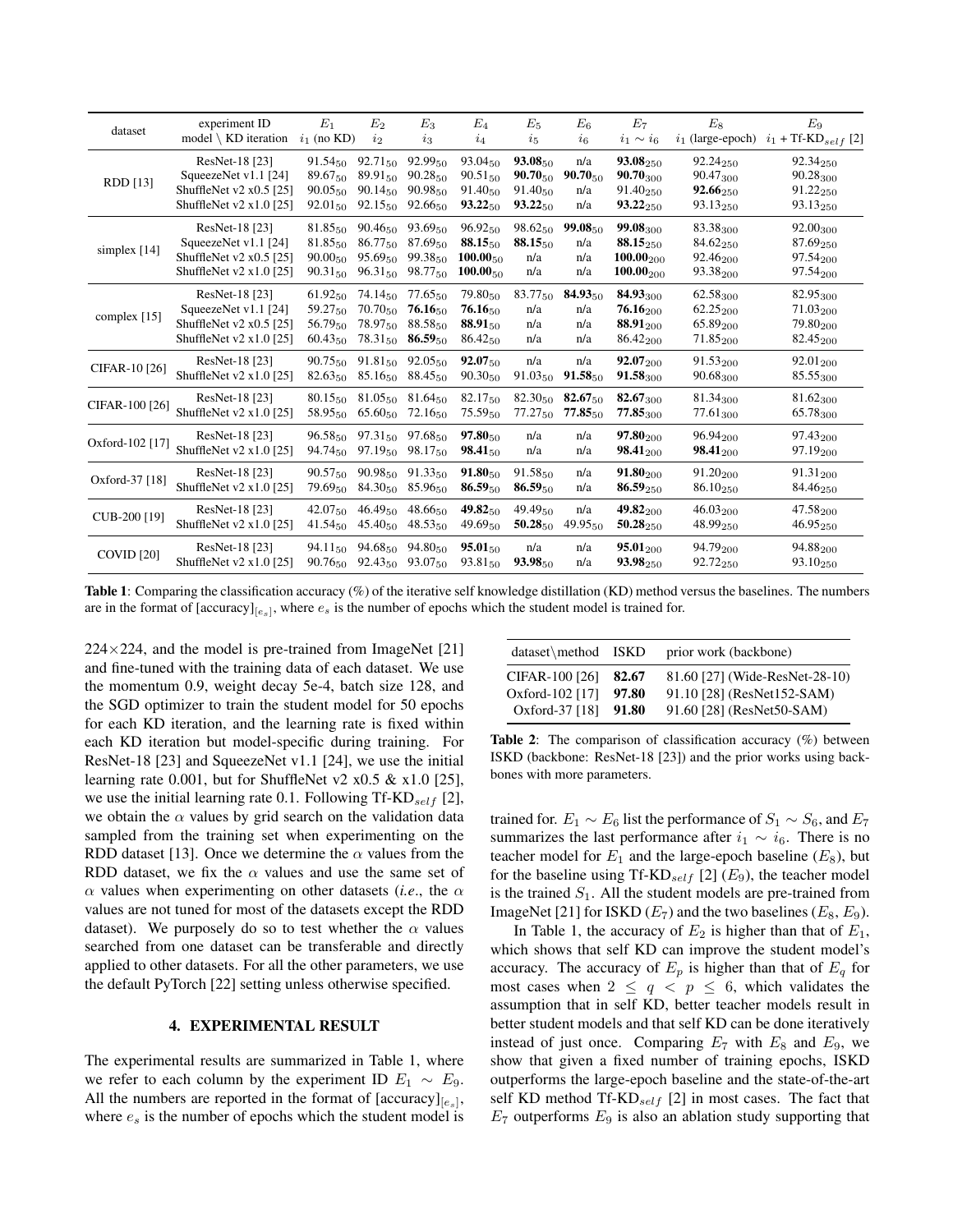| dataset | experiment ID<br>model \ KD iteration | $E_1$<br>$i_1$ (no KD) | $E_2$<br>$i_2$ | $E_3$<br>$i_3$ | $E_4$<br>$i_4$ | $E_5$<br>$i_5$ | $E_6$<br>$i_6$ | $E_7$<br>$i_1 \sim i_6$ | $E_8$<br>$i_1$ (large-epoch) | $E_9$<br>$i_1$ + Tf-KD$_{self}$ [2] |
|---|---|---|---|---|---|---|---|---|---|---|
| RDD [13] | ResNet-18 [23] | $91.54_{50}$ | $92.71_{50}$ | $92.99_{50}$ | $93.04_{50}$ | $\mathbf{93.08}_{50}$ | n/a | $\mathbf{93.08}_{250}$ | $92.24_{250}$ | $92.34_{250}$ |
| | SqueezeNet v1.1 [24] | $89.67_{50}$ | $89.91_{50}$ | $90.28_{50}$ | $90.51_{50}$ | $\mathbf{90.70}_{50}$ | $\mathbf{90.70}_{50}$ | $\mathbf{90.70}_{300}$ | $90.47_{300}$ | $90.28_{300}$ |
| | ShuffleNet v2 x0.5 [25] | $90.05_{50}$ | $90.14_{50}$ | $90.98_{50}$ | $91.40_{50}$ | $91.40_{50}$ | n/a | $91.40_{250}$ | $\mathbf{92.66}_{250}$ | $91.22_{250}$ |
| | ShuffleNet v2 x1.0 [25] | $92.01_{50}$ | $92.15_{50}$ | $92.66_{50}$ | $\mathbf{93.22}_{50}$ | $\mathbf{93.22}_{50}$ | n/a | $\mathbf{93.22}_{250}$ | $93.13_{250}$ | $93.13_{250}$ |
| simplex [14] | ResNet-18 [23] | $81.85_{50}$ | $90.46_{50}$ | $93.69_{50}$ | $96.92_{50}$ | $98.62_{50}$ | $\mathbf{99.08}_{50}$ | $\mathbf{99.08}_{300}$ | $83.38_{300}$ | $92.00_{300}$ |
| | SqueezeNet v1.1 [24] | $81.85_{50}$ | $86.77_{50}$ | $87.69_{50}$ | $\mathbf{88.15}_{50}$ | $\mathbf{88.15}_{50}$ | n/a | $\mathbf{88.15}_{250}$ | $84.62_{250}$ | $87.69_{250}$ |
| | ShuffleNet v2 x0.5 [25] | $90.00_{50}$ | $95.69_{50}$ | $99.38_{50}$ | $\mathbf{100.00}_{50}$ | n/a | n/a | $\mathbf{100.00}_{200}$ | $92.46_{200}$ | $97.54_{200}$ |
| | ShuffleNet v2 x1.0 [25] | $90.31_{50}$ | $96.31_{50}$ | $98.77_{50}$ | $\mathbf{100.00}_{50}$ | n/a | n/a | $\mathbf{100.00}_{200}$ | $93.38_{200}$ | $97.54_{200}$ |
| complex [15] | ResNet-18 [23] | $61.92_{50}$ | $74.14_{50}$ | $77.65_{50}$ | $79.80_{50}$ | $83.77_{50}$ | $\mathbf{84.93}_{50}$ | $\mathbf{84.93}_{300}$ | $62.58_{300}$ | $82.95_{300}$ |
| | SqueezeNet v1.1 [24] | $59.27_{50}$ | $70.70_{50}$ | $\mathbf{76.16}_{50}$ | $\mathbf{76.16}_{50}$ | n/a | n/a | $\mathbf{76.16}_{200}$ | $62.25_{200}$ | $71.03_{200}$ |
| | ShuffleNet v2 x0.5 [25] | $56.79_{50}$ | $78.97_{50}$ | $88.58_{50}$ | $\mathbf{88.91}_{50}$ | n/a | n/a | $\mathbf{88.91}_{200}$ | $65.89_{200}$ | $79.80_{200}$ |
| | ShuffleNet v2 x1.0 [25] | $60.43_{50}$ | $78.31_{50}$ | $\mathbf{86.59}_{50}$ | $86.42_{50}$ | n/a | n/a | $86.42_{200}$ | $71.85_{200}$ | $82.45_{200}$ |
| CIFAR-10 [26] | ResNet-18 [23] | $90.75_{50}$ | $91.81_{50}$ | $92.05_{50}$ | $\mathbf{92.07}_{50}$ | n/a | n/a | $\mathbf{92.07}_{200}$ | $91.53_{200}$ | $92.01_{200}$ |
| | ShuffleNet v2 x1.0 [25] | $82.63_{50}$ | $85.16_{50}$ | $88.45_{50}$ | $90.30_{50}$ | $91.03_{50}$ | $\mathbf{91.58}_{50}$ | $\mathbf{91.58}_{300}$ | $90.68_{300}$ | $85.55_{300}$ |
| CIFAR-100 [26] | ResNet-18 [23] | $80.15_{50}$ | $81.05_{50}$ | $81.64_{50}$ | $82.17_{50}$ | $82.30_{50}$ | $\mathbf{82.67}_{50}$ | $\mathbf{82.67}_{300}$ | $81.34_{300}$ | $81.62_{300}$ |
| | ShuffleNet v2 x1.0 [25] | $58.95_{50}$ | $65.60_{50}$ | $72.16_{50}$ | $75.59_{50}$ | $77.27_{50}$ | $\mathbf{77.85}_{50}$ | $\mathbf{77.85}_{300}$ | $77.61_{300}$ | $65.78_{300}$ |
| Oxford-102 [17] | ResNet-18 [23] | $96.58_{50}$ | $97.31_{50}$ | $97.68_{50}$ | $\mathbf{97.80}_{50}$ | n/a | n/a | $\mathbf{97.80}_{200}$ | $96.94_{200}$ | $97.43_{200}$ |
| | ShuffleNet v2 x1.0 [25] | $94.74_{50}$ | $97.19_{50}$ | $98.17_{50}$ | $\mathbf{98.41}_{50}$ | n/a | n/a | $\mathbf{98.41}_{200}$ | $\mathbf{98.41}_{200}$ | $97.19_{200}$ |
| Oxford-37 [18] | ResNet-18 [23] | $90.57_{50}$ | $90.98_{50}$ | $91.33_{50}$ | $\mathbf{91.80}_{50}$ | $91.58_{50}$ | n/a | $\mathbf{91.80}_{200}$ | $91.20_{200}$ | $91.31_{200}$ |
| | ShuffleNet v2 x1.0 [25] | $79.69_{50}$ | $84.30_{50}$ | $85.96_{50}$ | $\mathbf{86.59}_{50}$ | $\mathbf{86.59}_{50}$ | n/a | $\mathbf{86.59}_{250}$ | $86.10_{250}$ | $84.46_{250}$ |
| CUB-200 [19] | ResNet-18 [23] | $42.07_{50}$ | $46.49_{50}$ | $48.66_{50}$ | $\mathbf{49.82}_{50}$ | $49.49_{50}$ | n/a | $\mathbf{49.82}_{200}$ | $46.03_{200}$ | $47.58_{200}$ |
| | ShuffleNet v2 x1.0 [25] | $41.54_{50}$ | $45.40_{50}$ | $48.53_{50}$ | $49.69_{50}$ | $\mathbf{50.28}_{50}$ | $49.95_{50}$ | $\mathbf{50.28}_{250}$ | $48.99_{250}$ | $46.95_{250}$ |
| COVID [20] | ResNet-18 [23] | $94.11_{50}$ | $94.68_{50}$ | $94.80_{50}$ | $\mathbf{95.01}_{50}$ | n/a | n/a | $\mathbf{95.01}_{200}$ | $94.79_{200}$ | $94.88_{200}$ |
| | ShuffleNet v2 x1.0 [25] | $90.76_{50}$ | $92.43_{50}$ | $93.07_{50}$ | $93.81_{50}$ | $\mathbf{93.98}_{50}$ | n/a | $\mathbf{93.98}_{250}$ | $92.72_{250}$ | $93.10_{250}$ |

**Table 1**: Comparing the classification accuracy (%) of the iterative self knowledge distillation (KD) method versus the baselines. The numbers are in the format of $[\text{accuracy}]_{[e_s]}$, where $e_s$ is the number of epochs which the student model is trained for.

224×224, and the model is pre-trained from ImageNet [21] and fine-tuned with the training data of each dataset. We use the momentum 0.9, weight decay 5e-4, batch size 128, and the SGD optimizer to train the student model for 50 epochs for each KD iteration, and the learning rate is fixed within each KD iteration but model-specific during training. For ResNet-18 [23] and SqueezeNet v1.1 [24], we use the initial learning rate 0.001, but for ShuffleNet v2 x0.5 & x1.0 [25], we use the initial learning rate 0.1. Following Tf-KD$_{self}$ [2], we obtain the $\alpha$ values by grid search on the validation data sampled from the training set when experimenting on the RDD dataset [13]. Once we determine the $\alpha$ values from the RDD dataset, we fix the $\alpha$ values and use the same set of $\alpha$ values when experimenting on other datasets (*i.e*., the $\alpha$ values are not tuned for most of the datasets except the RDD dataset). We purposely do so to test whether the $\alpha$ values searched from one dataset can be transferable and directly applied to other datasets. For all the other parameters, we use the default PyTorch [22] setting unless otherwise specified.

## 4. EXPERIMENTAL RESULT

The experimental results are summarized in Table 1, where we refer to each column by the experiment ID $E_1 \sim E_9$. All the numbers are reported in the format of $[\text{accuracy}]_{[e_s]}$, where $e_s$ is the number of epochs which the student model is trained for. $E_1 \sim E_6$ list the performance of $S_1 \sim S_6$, and $E_7$ summarizes the last performance after $i_1 \sim i_6$. There is no teacher model for $E_1$ and the large-epoch baseline ($E_8$), but for the baseline using Tf-KD$_{self}$ [2] ($E_9$), the teacher model is the trained $S_1$. All the student models are pre-trained from ImageNet [21] for ISKD ($E_7$) and the two baselines ($E_8$, $E_9$).

| dataset\method | ISKD | prior work (backbone) |
|---|---|---|
| CIFAR-100 [26] | **82.67** | 81.60 [27] (Wide-ResNet-28-10) |
| Oxford-102 [17] | **97.80** | 91.10 [28] (ResNet152-SAM) |
| Oxford-37 [18] | **91.80** | 91.60 [28] (ResNet50-SAM) |

**Table 2**: The comparison of classification accuracy (%) between ISKD (backbone: ResNet-18 [23]) and the prior works using backbones with more parameters.

In Table 1, the accuracy of $E_2$ is higher than that of $E_1$, which shows that self KD can improve the student model's accuracy. The accuracy of $E_p$ is higher than that of $E_q$ for most cases when $2 \leq q < p \leq 6$, which validates the assumption that in self KD, better teacher models result in better student models and that self KD can be done iteratively instead of just once. Comparing $E_7$ with $E_8$ and $E_9$, we show that given a fixed number of training epochs, ISKD outperforms the large-epoch baseline and the state-of-the-art self KD method Tf-KD$_{self}$ [2] in most cases. The fact that $E_7$ outperforms $E_9$ is also an ablation study supporting that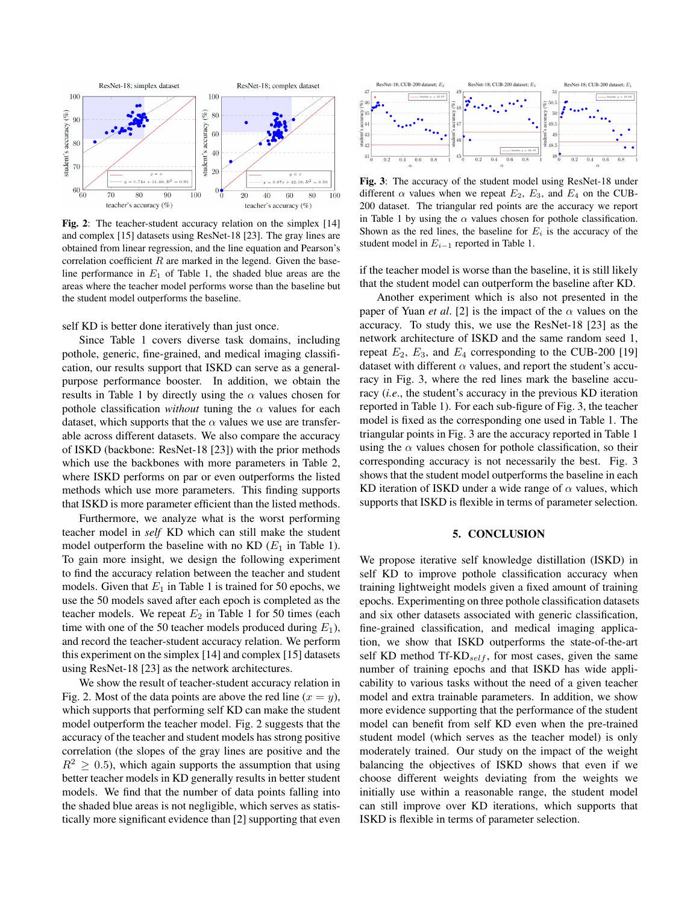**Fig. 2**: The teacher-student accuracy relation on the simplex [14] and complex [15] datasets using ResNet-18 [23]. The gray lines are obtained from linear regression, and the line equation and Pearson's correlation coefficient $R$ are marked in the legend. Given the baseline performance in $E_1$ of Table 1, the shaded blue areas are the areas where the teacher model performs worse than the baseline but the student model outperforms the baseline.

self KD is better done iteratively than just once.

Since Table 1 covers diverse task domains, including pothole, generic, fine-grained, and medical imaging classification, our results support that ISKD can serve as a general-purpose performance booster. In addition, we obtain the results in Table 1 by directly using the $\alpha$ values chosen for pothole classification *without* tuning the $\alpha$ values for each dataset, which supports that the $\alpha$ values we use are transferable across different datasets. We also compare the accuracy of ISKD (backbone: ResNet-18 [23]) with the prior methods which use the backbones with more parameters in Table 2, where ISKD performs on par or even outperforms the listed methods which use more parameters. This finding supports that ISKD is more parameter efficient than the listed methods.

Furthermore, we analyze what is the worst performing teacher model in *self* KD which can still make the student model outperform the baseline with no KD ($E_1$ in Table 1). To gain more insight, we design the following experiment to find the accuracy relation between the teacher and student models. Given that $E_1$ in Table 1 is trained for 50 epochs, we use the 50 models saved after each epoch is completed as the teacher models. We repeat $E_2$ in Table 1 for 50 times (each time with one of the 50 teacher models produced during $E_1$), and record the teacher-student accuracy relation. We perform this experiment on the simplex [14] and complex [15] datasets using ResNet-18 [23] as the network architectures.

We show the result of teacher-student accuracy relation in Fig. 2. Most of the data points are above the red line ($x = y$), which supports that performing self KD can make the student model outperform the teacher model. Fig. 2 suggests that the accuracy of the teacher and student models has strong positive correlation (the slopes of the gray lines are positive and the $R^2 \geq 0.5$), which again supports the assumption that using better teacher models in KD generally results in better student models. We find that the number of data points falling into the shaded blue areas is not negligible, which serves as statistically more significant evidence than [2] supporting that even if the teacher model is worse than the baseline, it is still likely that the student model can outperform the baseline after KD.

**Fig. 3**: The accuracy of the student model using ResNet-18 under different $\alpha$ values when we repeat $E_2$, $E_3$, and $E_4$ on the CUB-200 dataset. The triangular red points are the accuracy we report in Table 1 by using the $\alpha$ values chosen for pothole classification. Shown as the red lines, the baseline for $E_i$ is the accuracy of the student model in $E_{i-1}$ reported in Table 1.

Another experiment which is also not presented in the paper of Yuan *et al*. [2] is the impact of the $\alpha$ values on the accuracy. To study this, we use the ResNet-18 [23] as the network architecture of ISKD and the same random seed 1, repeat $E_2$, $E_3$, and $E_4$ corresponding to the CUB-200 [19] dataset with different $\alpha$ values, and report the student's accuracy in Fig. 3, where the red lines mark the baseline accuracy (*i.e*., the student's accuracy in the previous KD iteration reported in Table 1). For each sub-figure of Fig. 3, the teacher model is fixed as the corresponding one used in Table 1. The triangular points in Fig. 3 are the accuracy reported in Table 1 using the $\alpha$ values chosen for pothole classification, so their corresponding accuracy is not necessarily the best. Fig. 3 shows that the student model outperforms the baseline in each KD iteration of ISKD under a wide range of $\alpha$ values, which supports that ISKD is flexible in terms of parameter selection.

## 5. CONCLUSION

We propose iterative self knowledge distillation (ISKD) in self KD to improve pothole classification accuracy when training lightweight models given a fixed amount of training epochs. Experimenting on three pothole classification datasets and six other datasets associated with generic classification, fine-grained classification, and medical imaging application, we show that ISKD outperforms the state-of-the-art self KD method Tf-KD$_{self}$, for most cases, given the same number of training epochs and that ISKD has wide applicability to various tasks without the need of a given teacher model and extra trainable parameters. In addition, we show more evidence supporting that the performance of the student model can benefit from self KD even when the pre-trained student model (which serves as the teacher model) is only moderately trained. Our study on the impact of the weight balancing the objectives of ISKD shows that even if we choose different weights deviating from the weights we initially use within a reasonable range, the student model can still improve over KD iterations, which supports that ISKD is flexible in terms of parameter selection.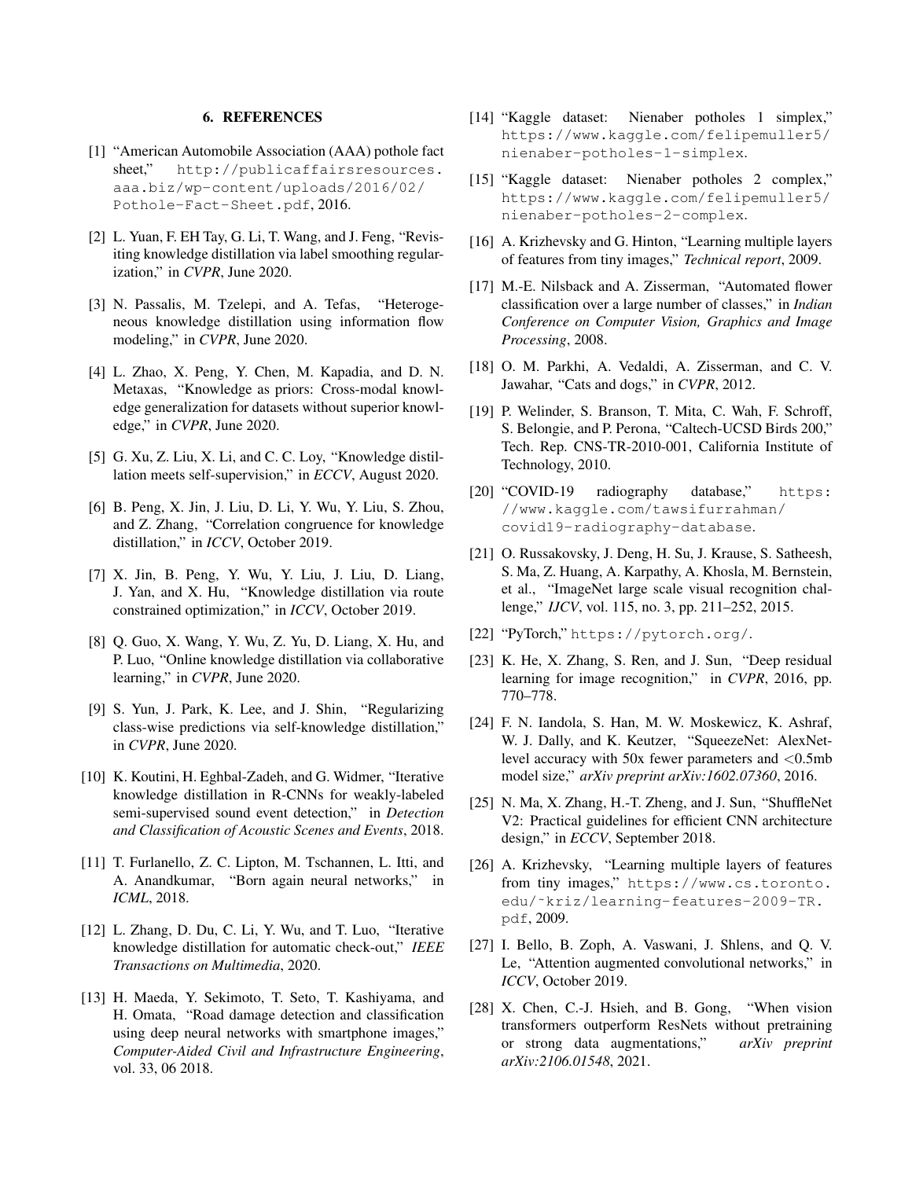## 6. REFERENCES

[1] "American Automobile Association (AAA) pothole fact sheet," http://publicaffairsresources.aaa.biz/wp-content/uploads/2016/02/Pothole-Fact-Sheet.pdf, 2016.

[2] L. Yuan, F. EH Tay, G. Li, T. Wang, and J. Feng, "Revisiting knowledge distillation via label smoothing regularization," in *CVPR*, June 2020.

[3] N. Passalis, M. Tzelepi, and A. Tefas, "Heterogeneous knowledge distillation using information flow modeling," in *CVPR*, June 2020.

[4] L. Zhao, X. Peng, Y. Chen, M. Kapadia, and D. N. Metaxas, "Knowledge as priors: Cross-modal knowledge generalization for datasets without superior knowledge," in *CVPR*, June 2020.

[5] G. Xu, Z. Liu, X. Li, and C. C. Loy, "Knowledge distillation meets self-supervision," in *ECCV*, August 2020.

[6] B. Peng, X. Jin, J. Liu, D. Li, Y. Wu, Y. Liu, S. Zhou, and Z. Zhang, "Correlation congruence for knowledge distillation," in *ICCV*, October 2019.

[7] X. Jin, B. Peng, Y. Wu, Y. Liu, J. Liu, D. Liang, J. Yan, and X. Hu, "Knowledge distillation via route constrained optimization," in *ICCV*, October 2019.

[8] Q. Guo, X. Wang, Y. Wu, Z. Yu, D. Liang, X. Hu, and P. Luo, "Online knowledge distillation via collaborative learning," in *CVPR*, June 2020.

[9] S. Yun, J. Park, K. Lee, and J. Shin, "Regularizing class-wise predictions via self-knowledge distillation," in *CVPR*, June 2020.

[10] K. Koutini, H. Eghbal-Zadeh, and G. Widmer, "Iterative knowledge distillation in R-CNNs for weakly-labeled semi-supervised sound event detection," in *Detection and Classification of Acoustic Scenes and Events*, 2018.

[11] T. Furlanello, Z. C. Lipton, M. Tschannen, L. Itti, and A. Anandkumar, "Born again neural networks," in *ICML*, 2018.

[12] L. Zhang, D. Du, C. Li, Y. Wu, and T. Luo, "Iterative knowledge distillation for automatic check-out," *IEEE Transactions on Multimedia*, 2020.

[13] H. Maeda, Y. Sekimoto, T. Seto, T. Kashiyama, and H. Omata, "Road damage detection and classification using deep neural networks with smartphone images," *Computer-Aided Civil and Infrastructure Engineering*, vol. 33, 06 2018.

[14] "Kaggle dataset: Nienaber potholes 1 simplex," https://www.kaggle.com/felipemuller5/nienaber-potholes-1-simplex.

[15] "Kaggle dataset: Nienaber potholes 2 complex," https://www.kaggle.com/felipemuller5/nienaber-potholes-2-complex.

[16] A. Krizhevsky and G. Hinton, "Learning multiple layers of features from tiny images," *Technical report*, 2009.

[17] M.-E. Nilsback and A. Zisserman, "Automated flower classification over a large number of classes," in *Indian Conference on Computer Vision, Graphics and Image Processing*, 2008.

[18] O. M. Parkhi, A. Vedaldi, A. Zisserman, and C. V. Jawahar, "Cats and dogs," in *CVPR*, 2012.

[19] P. Welinder, S. Branson, T. Mita, C. Wah, F. Schroff, S. Belongie, and P. Perona, "Caltech-UCSD Birds 200," Tech. Rep. CNS-TR-2010-001, California Institute of Technology, 2010.

[20] "COVID-19 radiography database," https://www.kaggle.com/tawsifurrahman/covid19-radiography-database.

[21] O. Russakovsky, J. Deng, H. Su, J. Krause, S. Satheesh, S. Ma, Z. Huang, A. Karpathy, A. Khosla, M. Bernstein, et al., "ImageNet large scale visual recognition challenge," *IJCV*, vol. 115, no. 3, pp. 211–252, 2015.

[22] "PyTorch," https://pytorch.org/.

[23] K. He, X. Zhang, S. Ren, and J. Sun, "Deep residual learning for image recognition," in *CVPR*, 2016, pp. 770–778.

[24] F. N. Iandola, S. Han, M. W. Moskewicz, K. Ashraf, W. J. Dally, and K. Keutzer, "SqueezeNet: AlexNet-level accuracy with 50x fewer parameters and <0.5mb model size," *arXiv preprint arXiv:1602.07360*, 2016.

[25] N. Ma, X. Zhang, H.-T. Zheng, and J. Sun, "ShuffleNet V2: Practical guidelines for efficient CNN architecture design," in *ECCV*, September 2018.

[26] A. Krizhevsky, "Learning multiple layers of features from tiny images," https://www.cs.toronto.edu/~kriz/learning-features-2009-TR.pdf, 2009.

[27] I. Bello, B. Zoph, A. Vaswani, J. Shlens, and Q. V. Le, "Attention augmented convolutional networks," in *ICCV*, October 2019.

[28] X. Chen, C.-J. Hsieh, and B. Gong, "When vision transformers outperform ResNets without pretraining or strong data augmentations," *arXiv preprint arXiv:2106.01548*, 2021.